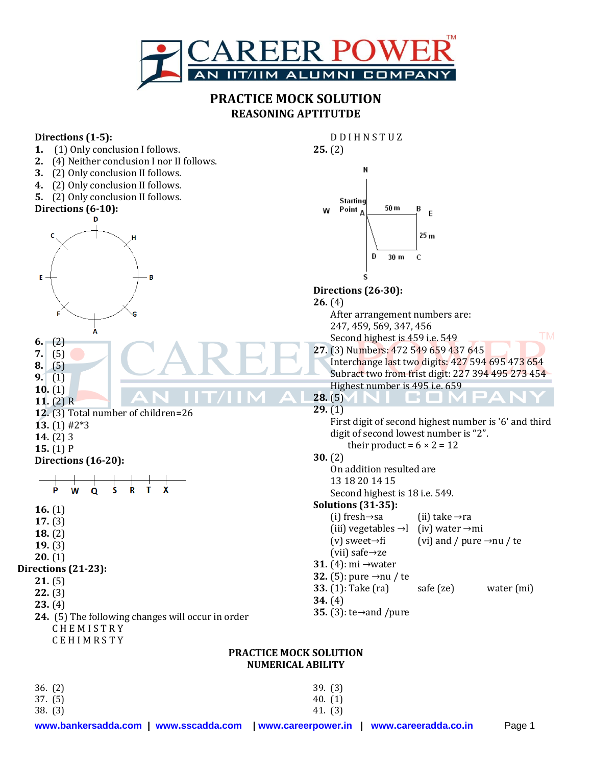# PRACTICE MOCK SOLUTION
## REASONING APTITUTDE

**Directions (1-5):**

**1.** (1) Only conclusion I follows.
**2.** (4) Neither conclusion I nor II follows.
**3.** (2) Only conclusion II follows.
**4.** (2) Only conclusion II follows.
**5.** (2) Only conclusion II follows.

**Directions (6-10):**

D, H, B, G, A, F, E, C

**6.** (2)
**7.** (5)
**8.** (5)
**9.** (1)
**10.** (1)
**11.** (2) R
**12.** (3) Total number of children=26
**13.** (1) #2*3
**14.** (2) 3
**15.** (1) P

**Directions (16-20):**

P W Q S R T X

**16.** (1)
**17.** (3)
**18.** (2)
**19.** (3)
**20.** (1)

**Directions (21-23):**

**21.** (5)
**22.** (3)
**23.** (4)
**24.** (5) The following changes will occur in order
C H E M I S T R Y
C E H I M R S T Y
D D I H N S T U Z

**25.** (2)

N, S, W, E; Starting Point A; A to B 50 m; B to C 25 m; C to D 30 m

**Directions (26-30):**

**26.** (4)
After arrangement numbers are:
247, 459, 569, 347, 456
Second highest is 459 i.e. 549

**27.** (3) Numbers: 472 549 659 437 645
Interchange last two digits: 427 594 695 473 654
Subract two from frist digit: 227 394 495 273 454
Highest number is 495 i.e. 659

**28.** (5)

**29.** (1)
First digit of second highest number is '6' and third digit of second lowest number is "2".
their product = 6 × 2 = 12

**30.** (2)
On addition resulted are
13 18 20 14 15
Second highest is 18 i.e. 549.

**Solutions (31-35):**

(i) fresh→sa (ii) take →ra
(iii) vegetables →l (iv) water →mi
(v) sweet→fi (vi) and / pure →nu / te
(vii) safe→ze

**31.** (4): mi →water
**32.** (5): pure →nu / te
**33.** (1): Take (ra) safe (ze) water (mi)
**34.** (4)
**35.** (3): te→and /pure

# PRACTICE MOCK SOLUTION
## NUMERICAL ABILITY

36. (2)
37. (5)
38. (3)
39. (3)
40. (1)
41. (3)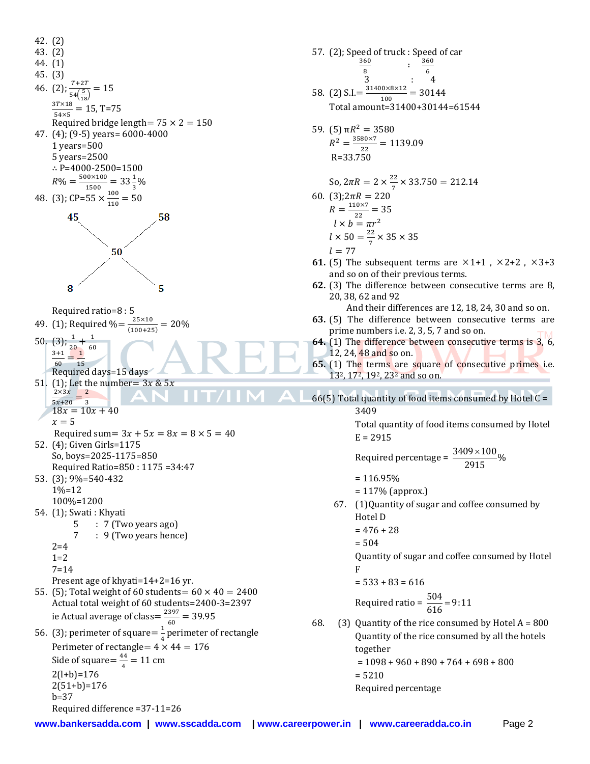42. (2)
43. (2)
44. (1)
45. (3)
46. (2); $\frac{T+2T}{54\left(\frac{5}{18}\right)} = 15$

$\frac{3T\times18}{54\times5} = 15, T=75$

Required bridge length= $75 \times 2 = 150$
47. (4); (9-5) years= 6000-4000

1 years=500

5 years=2500

∴ P=4000-2500=1500

$R\% = \frac{500\times100}{1500} = 33\frac{1}{3}\%$
48. (3); CP=55 $\times \frac{100}{110} = 50$

45 &nbsp;&nbsp;&nbsp;&nbsp;&nbsp;&nbsp;&nbsp; 58

&nbsp;&nbsp;&nbsp;&nbsp;&nbsp;&nbsp;&nbsp; 50

8 &nbsp;&nbsp;&nbsp;&nbsp;&nbsp;&nbsp;&nbsp; 5

Required ratio=8 : 5
49. (1); Required %= $\frac{25\times10}{(100+25)} = 20\%$
50. (3); $\frac{1}{20} + \frac{1}{60}$

$\frac{3+1}{60} = \frac{1}{15}$

Required days=15 days
51. (1); Let the number= $3x$ & $5x$

$\frac{2\times3x}{5x+20} = \frac{2}{3}$

$18x = 10x + 40$

$x = 5$

Required sum= $3x + 5x = 8x = 8 \times 5 = 40$
52. (4); Given Girls=1175

So, boys=2025-1175=850

Required Ratio=850 : 1175 =34:47
53. (3); 9%=540-432

1%=12

100%=1200
54. (1); Swati : Khyati

5 : 7 (Two years ago)

7 : 9 (Two years hence)

2=4

1=2

7=14

Present age of khyati=14+2=16 yr.
55. (5); Total weight of 60 students= $60 \times 40 = 2400$

Actual total weight of 60 students=2400-3=2397

ie Actual average of class= $\frac{2397}{60} = 39.95$
56. (3); perimeter of square= $\frac{1}{4}$ perimeter of rectangle

Perimeter of rectangle= $4 \times 44 = 176$

Side of square= $\frac{44}{4} = 11$ cm

2(l+b)=176

2(51+b)=176

b=37

Required difference =37-11=26
57. (2); Speed of truck : Speed of car

$\frac{360}{8}$ : $\frac{360}{6}$

3 : 4
58. (2) S.I.= $\frac{31400\times8\times12}{100} = 30144$

Total amount=31400+30144=61544
59. (5) $\pi R^2 = 3580$

$R^2 = \frac{3580\times7}{22} = 1139.09$

R=33.750

So, $2\pi R = 2 \times \frac{22}{7} \times 33.750 = 212.14$
60. (3); $2\pi R = 220$

$R = \frac{110\times7}{22} = 35$

$l \times b = \pi r^2$

$l \times 50 = \frac{22}{7} \times 35 \times 35$

$l = 77$
61. (5) The subsequent terms are ×1+1 , ×2+2 , ×3+3 and so on of their previous terms.
62. (3) The difference between consecutive terms are 8, 20, 38, 62 and 92

And their differences are 12, 18, 24, 30 and so on.
63. (5) The difference between consecutive terms are prime numbers i.e. 2, 3, 5, 7 and so on.
64. (1) The difference between consecutive terms is 3, 6, 12, 24, 48 and so on.
65. (1) The terms are square of consecutive primes i.e. $13^2$, $17^2$, $19^2$, $23^2$ and so on.

66. (5) Total quantity of food items consumed by Hotel C = 3409

Total quantity of food items consumed by Hotel E = 2915

Required percentage = $\frac{3409\times100}{2915}\%$

= 116.95%

= 117% (approx.)

67. (1) Quantity of sugar and coffee consumed by Hotel D

= 476 + 28

= 504

Quantity of sugar and coffee consumed by Hotel F

= 533 + 83 = 616

Required ratio = $\frac{504}{616}$ = 9:11

68. (3) Quantity of the rice consumed by Hotel A = 800

Quantity of the rice consumed by all the hotels together

= 1098 + 960 + 890 + 764 + 698 + 800

= 5210

Required percentage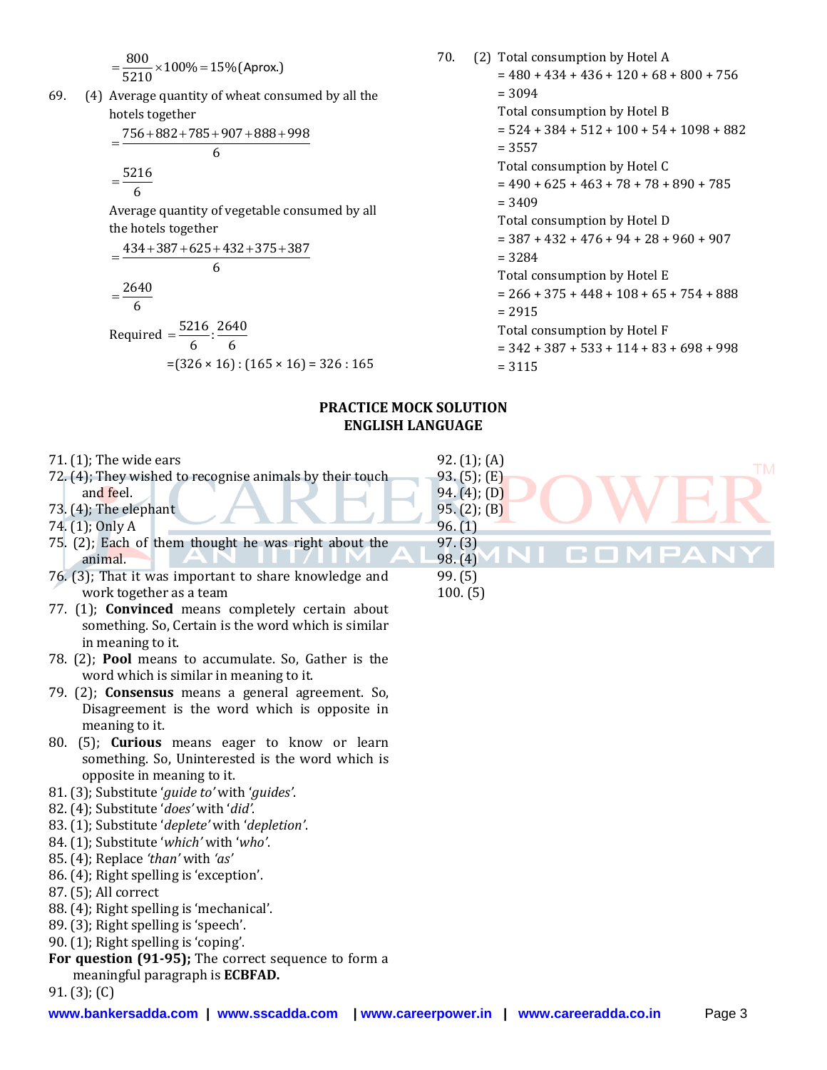$$= \frac{800}{5210} \times 100\% = 15\% \text{(Aprox.)}$$

69. (4) Average quantity of wheat consumed by all the hotels together

$$= \frac{756 + 882 + 785 + 907 + 888 + 998}{6}$$

$$= \frac{5216}{6}$$

Average quantity of vegetable consumed by all the hotels together

$$= \frac{434 + 387 + 625 + 432 + 375 + 387}{6}$$

$$= \frac{2640}{6}$$

Required $= \frac{5216}{6} : \frac{2640}{6}$

$=(326 \times 16) : (165 \times 16) = 326 : 165$

70. (2) Total consumption by Hotel A
= 480 + 434 + 436 + 120 + 68 + 800 + 756
= 3094
Total consumption by Hotel B
= 524 + 384 + 512 + 100 + 54 + 1098 + 882
= 3557
Total consumption by Hotel C
= 490 + 625 + 463 + 78 + 78 + 890 + 785
= 3409
Total consumption by Hotel D
= 387 + 432 + 476 + 94 + 28 + 960 + 907
= 3284
Total consumption by Hotel E
= 266 + 375 + 448 + 108 + 65 + 754 + 888
= 2915
Total consumption by Hotel F
= 342 + 387 + 533 + 114 + 83 + 698 + 998
= 3115

## PRACTICE MOCK SOLUTION
## ENGLISH LANGUAGE

71. (1); The wide ears
72. (4); They wished to recognise animals by their touch and feel.
73. (4); The elephant
74. (1); Only A
75. (2); Each of them thought he was right about the animal.
76. (3); That it was important to share knowledge and work together as a team
77. (1); **Convinced** means completely certain about something. So, Certain is the word which is similar in meaning to it.
78. (2); **Pool** means to accumulate. So, Gather is the word which is similar in meaning to it.
79. (2); **Consensus** means a general agreement. So, Disagreement is the word which is opposite in meaning to it.
80. (5); **Curious** means eager to know or learn something. So, Uninterested is the word which is opposite in meaning to it.
81. (3); Substitute '*guide to*' with '*guides*'.
82. (4); Substitute '*does*' with '*did*'.
83. (1); Substitute '*deplete*' with '*depletion*'.
84. (1); Substitute '*which*' with '*who*'.
85. (4); Replace *'than'* with *'as'*
86. (4); Right spelling is 'exception'.
87. (5); All correct
88. (4); Right spelling is 'mechanical'.
89. (3); Right spelling is 'speech'.
90. (1); Right spelling is 'coping'.

**For question (91-95);** The correct sequence to form a meaningful paragraph is **ECBFAD.**

91. (3); (C)
92. (1); (A)
93. (5); (E)
94. (4); (D)
95. (2); (B)
96. (1)
97. (3)
98. (4)
99. (5)
100. (5)